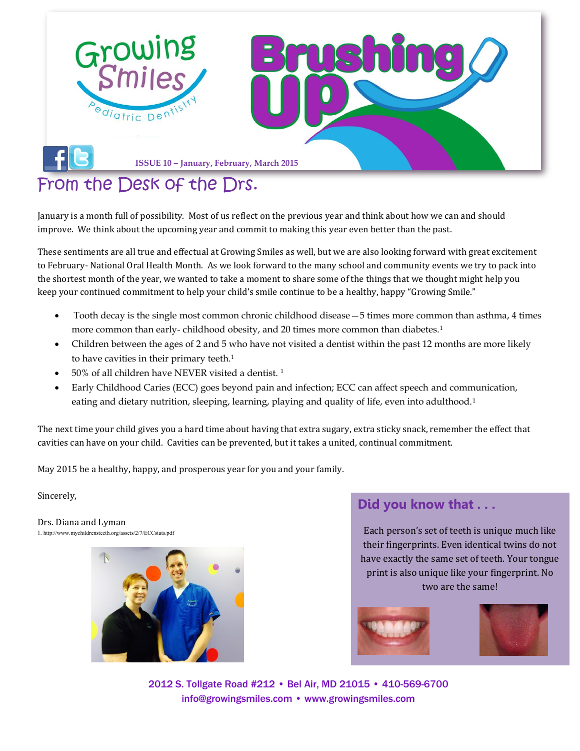# Growing Smiles Pediatric Dentistry

# Brushing Up

ISSUE 10 – January, February, March 2015

## From the Desk of the Drs.

January is a month full of possibility. Most of us reflect on the previous year and think about how we can and should improve. We think about the upcoming year and commit to making this year even better than the past.

These sentiments are all true and effectual at Growing Smiles as well, but we are also looking forward with great excitement to February- National Oral Health Month. As we look forward to the many school and community events we try to pack into the shortest month of the year, we wanted to take a moment to share some of the things that we thought might help you keep your continued commitment to help your child's smile continue to be a healthy, happy "Growing Smile."

- Tooth decay is the single most common chronic childhood disease—5 times more common than asthma, 4 times more common than early- childhood obesity, and 20 times more common than diabetes.[1]
- Children between the ages of 2 and 5 who have not visited a dentist within the past 12 months are more likely to have cavities in their primary teeth.[1]
- 50% of all children have NEVER visited a dentist.[1]
- Early Childhood Caries (ECC) goes beyond pain and infection; ECC can affect speech and communication, eating and dietary nutrition, sleeping, learning, playing and quality of life, even into adulthood.[1]

The next time your child gives you a hard time about having that extra sugary, extra sticky snack, remember the effect that cavities can have on your child. Cavities can be prevented, but it takes a united, continual commitment.

May 2015 be a healthy, happy, and prosperous year for you and your family.

Sincerely,

Drs. Diana and Lyman

1. http://www.mychildrensteeth.org/assets/2/7/ECCstats.pdf

### Did you know that . . .

Each person's set of teeth is unique much like their fingerprints. Even identical twins do not have exactly the same set of teeth. Your tongue print is also unique like your fingerprint. No two are the same!

2012 S. Tollgate Road #212 • Bel Air, MD 21015 • 410-569-6700
info@growingsmiles.com • www.growingsmiles.com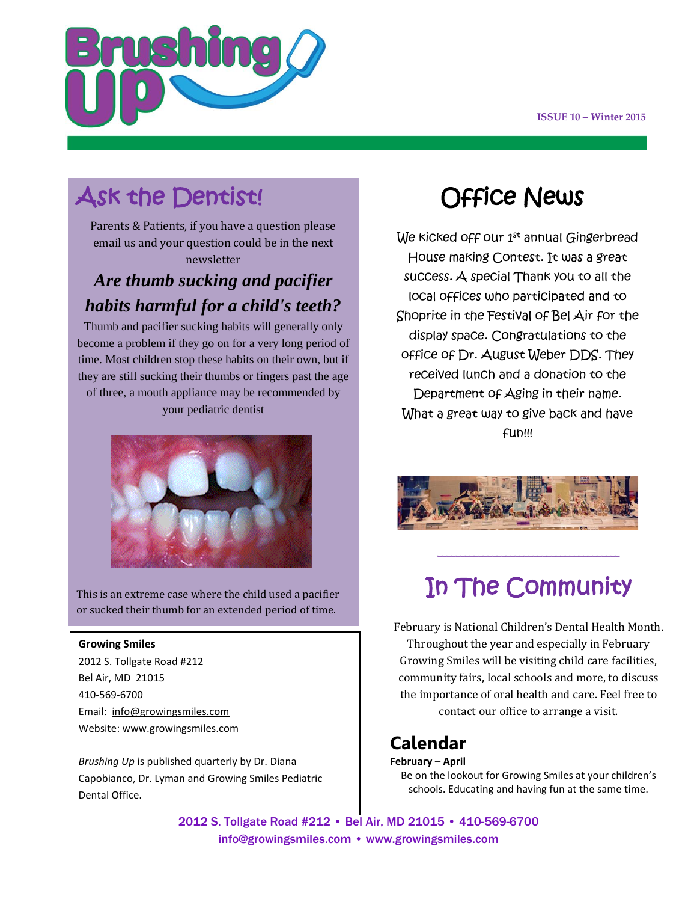# Brushing Up

**ISSUE 10 – Winter 2015**

## Ask the Dentist!

Parents & Patients, if you have a question please email us and your question could be in the next newsletter

### *Are thumb sucking and pacifier habits harmful for a child's teeth?*

Thumb and pacifier sucking habits will generally only become a problem if they go on for a very long period of time. Most children stop these habits on their own, but if they are still sucking their thumbs or fingers past the age of three, a mouth appliance may be recommended by your pediatric dentist

This is an extreme case where the child used a pacifier or sucked their thumb for an extended period of time.

**Growing Smiles**
2012 S. Tollgate Road #212
Bel Air, MD 21015
410-569-6700
Email: info@growingsmiles.com
Website: www.growingsmiles.com

*Brushing Up* is published quarterly by Dr. Diana Capobianco, Dr. Lyman and Growing Smiles Pediatric Dental Office.

## Office News

We kicked off our 1st annual Gingerbread House making Contest. It was a great success. A special Thank you to all the local offices who participated and to Shoprite in the Festival of Bel Air for the display space. Congratulations to the office of Dr. August Weber DDS. They received lunch and a donation to the Department of Aging in their name. What a great way to give back and have fun!!!

## In The Community

February is National Children's Dental Health Month. Throughout the year and especially in February Growing Smiles will be visiting child care facilities, community fairs, local schools and more, to discuss the importance of oral health and care. Feel free to contact our office to arrange a visit.

## Calendar

**February – April**

Be on the lookout for Growing Smiles at your children's schools. Educating and having fun at the same time.

2012 S. Tollgate Road #212 • Bel Air, MD 21015 • 410-569-6700
info@growingsmiles.com • www.growingsmiles.com